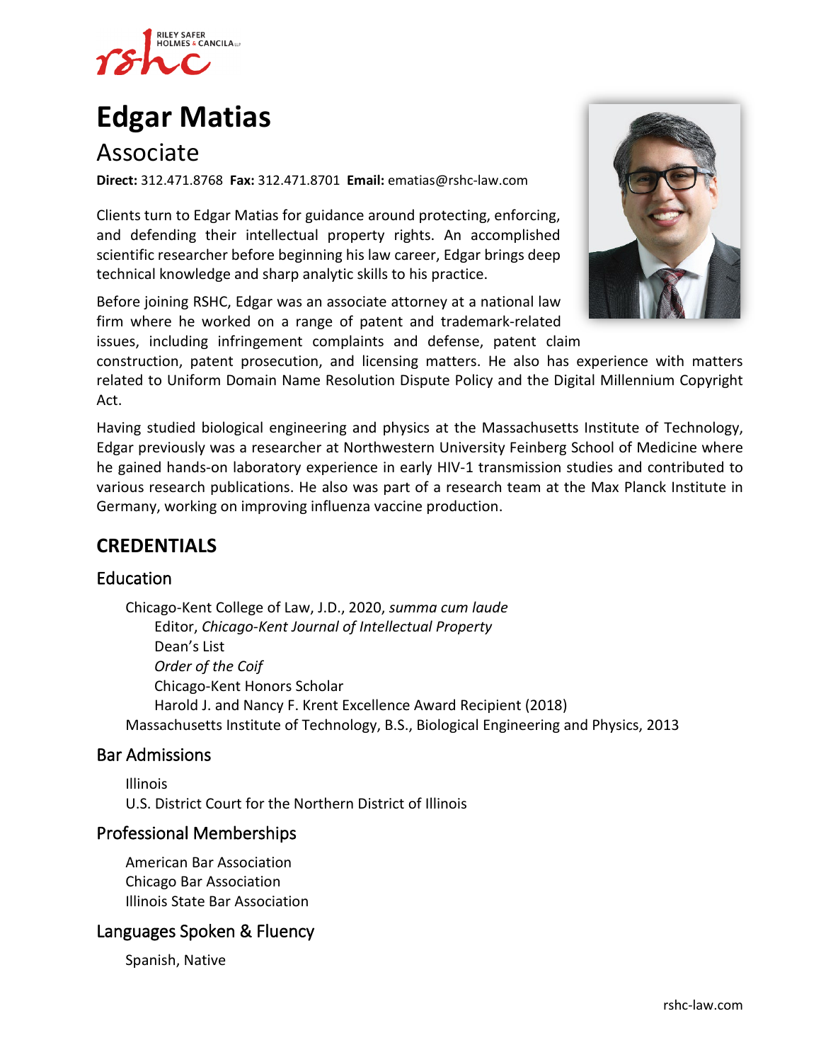# Edgar Matias

## Associate

**Direct:** 312.471.8768 **Fax:** 312.471.8701 **Email:** ematias@rshc-law.com

Clients turn to Edgar Matias for guidance around protecting, enforcing, and defending their intellectual property rights. An accomplished scientific researcher before beginning his law career, Edgar brings deep technical knowledge and sharp analytic skills to his practice.

Before joining RSHC, Edgar was an associate attorney at a national law firm where he worked on a range of patent and trademark-related issues, including infringement complaints and defense, patent claim construction, patent prosecution, and licensing matters. He also has experience with matters related to Uniform Domain Name Resolution Dispute Policy and the Digital Millennium Copyright Act.

Having studied biological engineering and physics at the Massachusetts Institute of Technology, Edgar previously was a researcher at Northwestern University Feinberg School of Medicine where he gained hands-on laboratory experience in early HIV-1 transmission studies and contributed to various research publications. He also was part of a research team at the Max Planck Institute in Germany, working on improving influenza vaccine production.

## CREDENTIALS

### Education

Chicago-Kent College of Law, J.D., 2020, *summa cum laude*
- Editor, *Chicago-Kent Journal of Intellectual Property*
- Dean's List
- *Order of the Coif*
- Chicago-Kent Honors Scholar
- Harold J. and Nancy F. Krent Excellence Award Recipient (2018)

Massachusetts Institute of Technology, B.S., Biological Engineering and Physics, 2013

### Bar Admissions

Illinois
U.S. District Court for the Northern District of Illinois

### Professional Memberships

American Bar Association
Chicago Bar Association
Illinois State Bar Association

### Languages Spoken & Fluency

Spanish, Native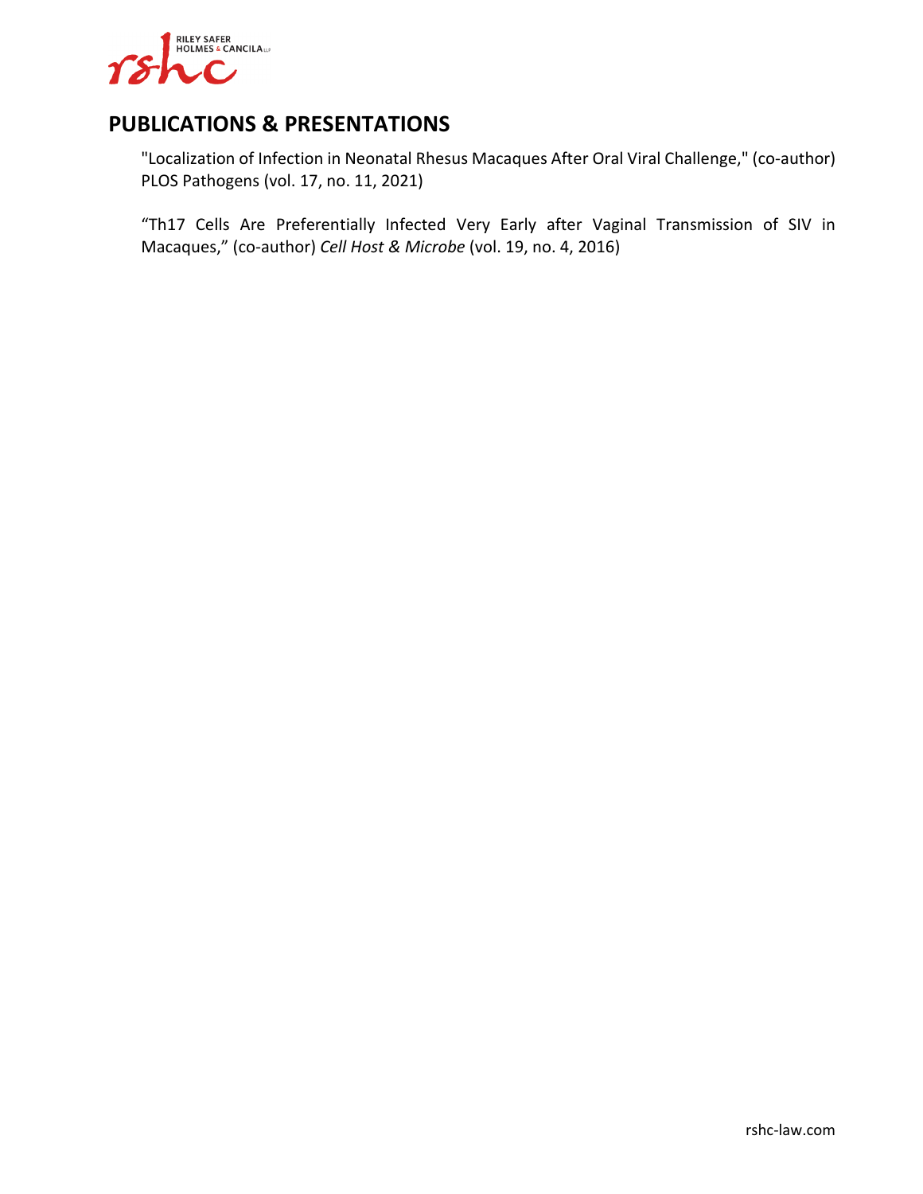## PUBLICATIONS & PRESENTATIONS

"Localization of Infection in Neonatal Rhesus Macaques After Oral Viral Challenge," (co-author) PLOS Pathogens (vol. 17, no. 11, 2021)

“Th17 Cells Are Preferentially Infected Very Early after Vaginal Transmission of SIV in Macaques,” (co-author) *Cell Host & Microbe* (vol. 19, no. 4, 2016)